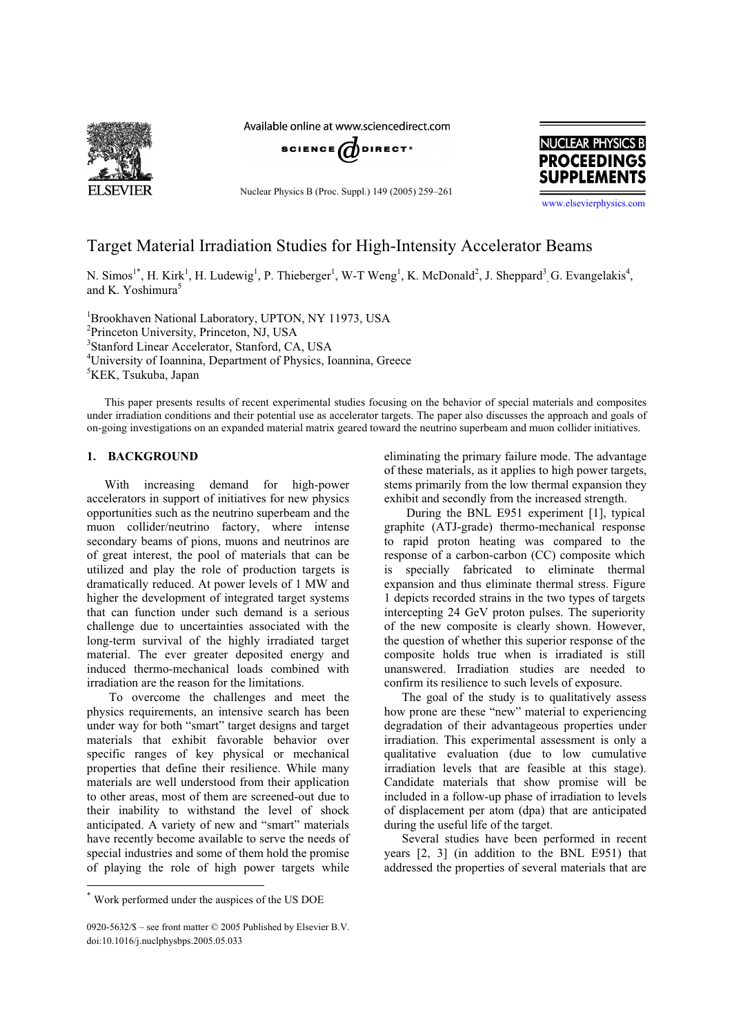# Target Material Irradiation Studies for High-Intensity Accelerator Beams

N. Simos[1*], H. Kirk[1], H. Ludewig[1], P. Thieberger[1], W-T Weng[1], K. McDonald[2], J. Sheppard[3], G. Evangelakis[4], and K. Yoshimura[5]

[1]Brookhaven National Laboratory, UPTON, NY 11973, USA
[2]Princeton University, Princeton, NJ, USA
[3]Stanford Linear Accelerator, Stanford, CA, USA
[4]University of Ioannina, Department of Physics, Ioannina, Greece
[5]KEK, Tsukuba, Japan

This paper presents results of recent experimental studies focusing on the behavior of special materials and composites under irradiation conditions and their potential use as accelerator targets. The paper also discusses the approach and goals of on-going investigations on an expanded material matrix geared toward the neutrino superbeam and muon collider initiatives.

## 1. BACKGROUND

With increasing demand for high-power accelerators in support of initiatives for new physics opportunities such as the neutrino superbeam and the muon collider/neutrino factory, where intense secondary beams of pions, muons and neutrinos are of great interest, the pool of materials that can be utilized and play the role of production targets is dramatically reduced. At power levels of 1 MW and higher the development of integrated target systems that can function under such demand is a serious challenge due to uncertainties associated with the long-term survival of the highly irradiated target material. The ever greater deposited energy and induced thermo-mechanical loads combined with irradiation are the reason for the limitations.

To overcome the challenges and meet the physics requirements, an intensive search has been under way for both "smart" target designs and target materials that exhibit favorable behavior over specific ranges of key physical or mechanical properties that define their resilience. While many materials are well understood from their application to other areas, most of them are screened-out due to their inability to withstand the level of shock anticipated. A variety of new and "smart" materials have recently become available to serve the needs of special industries and some of them hold the promise of playing the role of high power targets while eliminating the primary failure mode. The advantage of these materials, as it applies to high power targets, stems primarily from the low thermal expansion they exhibit and secondly from the increased strength.

During the BNL E951 experiment [1], typical graphite (ATJ-grade) thermo-mechanical response to rapid proton heating was compared to the response of a carbon-carbon (CC) composite which is specially fabricated to eliminate thermal expansion and thus eliminate thermal stress. Figure 1 depicts recorded strains in the two types of targets intercepting 24 GeV proton pulses. The superiority of the new composite is clearly shown. However, the question of whether this superior response of the composite holds true when is irradiated is still unanswered. Irradiation studies are needed to confirm its resilience to such levels of exposure.

The goal of the study is to qualitatively assess how prone are these "new" material to experiencing degradation of their advantageous properties under irradiation. This experimental assessment is only a qualitative evaluation (due to low cumulative irradiation levels that are feasible at this stage). Candidate materials that show promise will be included in a follow-up phase of irradiation to levels of displacement per atom (dpa) that are anticipated during the useful life of the target.

Several studies have been performed in recent years [2, 3] (in addition to the BNL E951) that addressed the properties of several materials that are

* Work performed under the auspices of the US DOE

0920-5632/$ – see front matter © 2005 Published by Elsevier B.V.
doi:10.1016/j.nuclphysbps.2005.05.033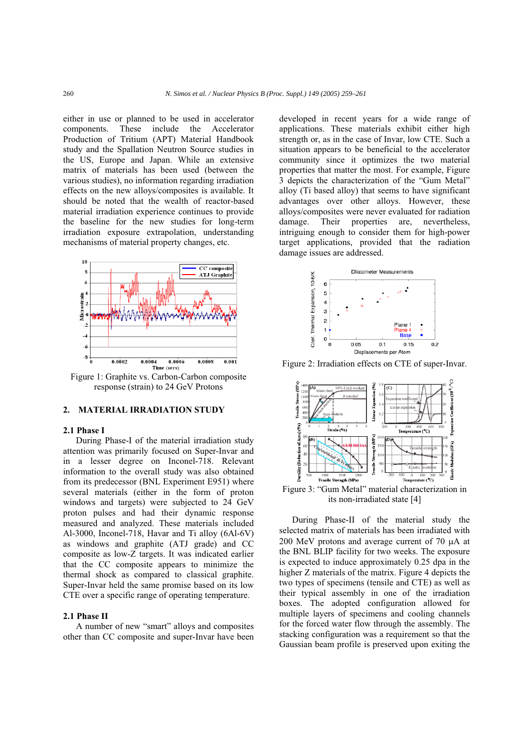either in use or planned to be used in accelerator components. These include the Accelerator Production of Tritium (APT) Material Handbook study and the Spallation Neutron Source studies in the US, Europe and Japan. While an extensive matrix of materials has been used (between the various studies), no information regarding irradiation effects on the new alloys/composites is available. It should be noted that the wealth of reactor-based material irradiation experience continues to provide the baseline for the new studies for long-term irradiation exposure extrapolation, understanding mechanisms of material property changes, etc.

Figure 1: Graphite vs. Carbon-Carbon composite response (strain) to 24 GeV Protons

## 2. MATERIAL IRRADIATION STUDY

### 2.1 Phase I

During Phase-I of the material irradiation study attention was primarily focused on Super-Invar and in a lesser degree on Inconel-718. Relevant information to the overall study was also obtained from its predecessor (BNL Experiment E951) where several materials (either in the form of proton windows and targets) were subjected to 24 GeV proton pulses and had their dynamic response measured and analyzed. These materials included Al-3000, Inconel-718, Havar and Ti alloy (6Al-6V) as windows and graphite (ATJ grade) and CC composite as low-Z targets. It was indicated earlier that the CC composite appears to minimize the thermal shock as compared to classical graphite. Super-Invar held the same promise based on its low CTE over a specific range of operating temperature.

### 2.1 Phase II

A number of new "smart" alloys and composites other than CC composite and super-Invar have been developed in recent years for a wide range of applications. These materials exhibit either high strength or, as in the case of Invar, low CTE. Such a situation appears to be beneficial to the accelerator community since it optimizes the two material properties that matter the most. For example, Figure 3 depicts the characterization of the "Gum Metal" alloy (Ti based alloy) that seems to have significant advantages over other alloys. However, these alloys/composites were never evaluated for radiation damage. Their properties are, nevertheless, intriguing enough to consider them for high-power target applications, provided that the radiation damage issues are addressed.

Figure 2: Irradiation effects on CTE of super-Invar.

Figure 3: "Gum Metal" material characterization in its non-irradiated state [4]

During Phase-II of the material study the selected matrix of materials has been irradiated with 200 MeV protons and average current of 70 μA at the BNL BLIP facility for two weeks. The exposure is expected to induce approximately 0.25 dpa in the higher Z materials of the matrix. Figure 4 depicts the two types of specimens (tensile and CTE) as well as their typical assembly in one of the irradiation boxes. The adopted configuration allowed for multiple layers of specimens and cooling channels for the forced water flow through the assembly. The stacking configuration was a requirement so that the Gaussian beam profile is preserved upon exiting the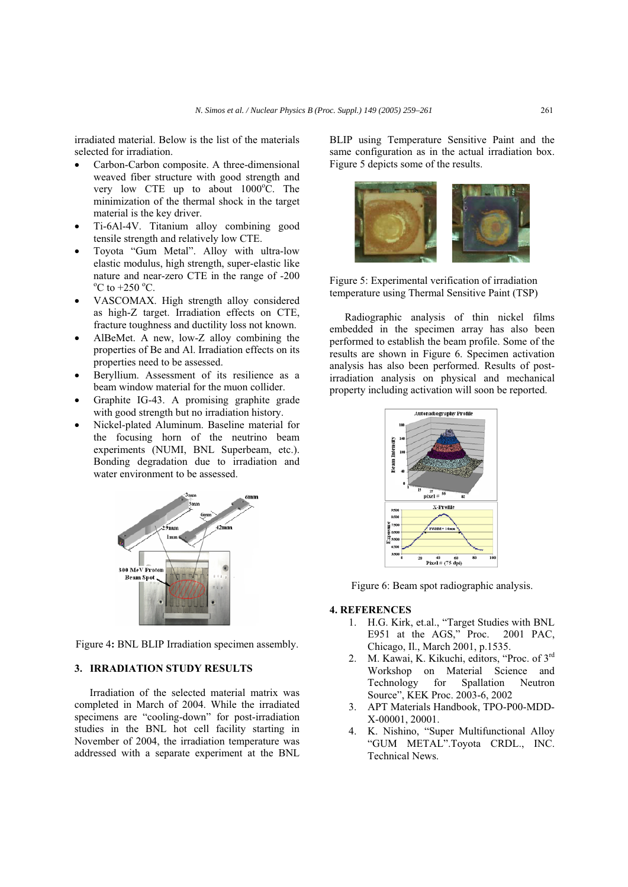irradiated material. Below is the list of the materials selected for irradiation.

- Carbon-Carbon composite. A three-dimensional weaved fiber structure with good strength and very low CTE up to about 1000$^o$C. The minimization of the thermal shock in the target material is the key driver.
- Ti-6Al-4V. Titanium alloy combining good tensile strength and relatively low CTE.
- Toyota "Gum Metal". Alloy with ultra-low elastic modulus, high strength, super-elastic like nature and near-zero CTE in the range of -200 $^o$C to +250 $^o$C.
- VASCOMAX. High strength alloy considered as high-Z target. Irradiation effects on CTE, fracture toughness and ductility loss not known.
- AlBeMet. A new, low-Z alloy combining the properties of Be and Al. Irradiation effects on its properties need to be assessed.
- Beryllium. Assessment of its resilience as a beam window material for the muon collider.
- Graphite IG-43. A promising graphite grade with good strength but no irradiation history.
- Nickel-plated Aluminum. Baseline material for the focusing horn of the neutrino beam experiments (NUMI, BNL Superbeam, etc.). Bonding degradation due to irradiation and water environment to be assessed.

3mm
3mm
6mm
6mm
29mm
42mm
1mm
200 MeV Proton Beam Spot

Figure 4**:** BNL BLIP Irradiation specimen assembly.

## 3. IRRADIATION STUDY RESULTS

Irradiation of the selected material matrix was completed in March of 2004. While the irradiated specimens are "cooling-down" for post-irradiation studies in the BNL hot cell facility starting in November of 2004, the irradiation temperature was addressed with a separate experiment at the BNL BLIP using Temperature Sensitive Paint and the same configuration as in the actual irradiation box. Figure 5 depicts some of the results.

Figure 5: Experimental verification of irradiation temperature using Thermal Sensitive Paint (TSP)

Radiographic analysis of thin nickel films embedded in the specimen array has also been performed to establish the beam profile. Some of the results are shown in Figure 6. Specimen activation analysis has also been performed. Results of post-irradiation analysis on physical and mechanical property including activation will soon be reported.

Autoradiography Profile
Beam Intensity
180
140
100
40
0
1
15
37
55
82
pixel #

X-Profile
Exposure
9500
8500
7500
6500
5500
4500
3500
0
20
40
60
80
100
FWHM= 14mm
Pixel # (75 dpi)

Figure 6: Beam spot radiographic analysis.

## 4. REFERENCES

1. H.G. Kirk, et.al., "Target Studies with BNL E951 at the AGS," Proc. 2001 PAC, Chicago, Il., March 2001, p.1535.
2. M. Kawai, K. Kikuchi, editors, "Proc. of 3$^{rd}$ Workshop on Material Science and Technology for Spallation Neutron Source", KEK Proc. 2003-6, 2002
3. APT Materials Handbook, TPO-P00-MDD-X-00001, 20001.
4. K. Nishino, "Super Multifunctional Alloy "GUM METAL".Toyota CRDL., INC. Technical News.